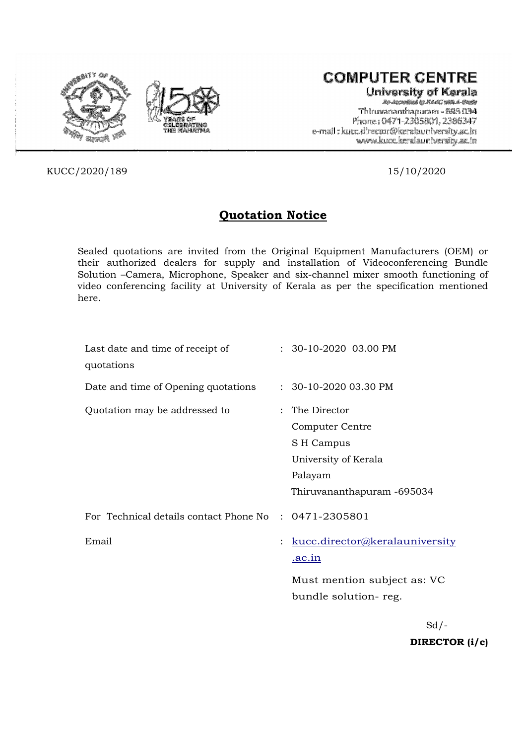**COMPUTER CENTRE**
**University of Kerala**
*Re-Accredited by NAAC with A-Grade*
Thiruvananthapuram - 695 034
Phone: 0471-2305801, 2386347
e-mail: kucc.director@keralauniversity.ac.in
www.kucc.keralauniversity.ac.in

KUCC/2020/189 15/10/2020

## Quotation Notice

Sealed quotations are invited from the Original Equipment Manufacturers (OEM) or their authorized dealers for supply and installation of Videoconferencing Bundle Solution –Camera, Microphone, Speaker and six-channel mixer smooth functioning of video conferencing facility at University of Kerala as per the specification mentioned here.

| | | |
|---|---|---|
| Last date and time of receipt of quotations | : | 30-10-2020 03.00 PM |
| Date and time of Opening quotations | : | 30-10-2020 03.30 PM |
| Quotation may be addressed to | : | The Director<br>Computer Centre<br>S H Campus<br>University of Kerala<br>Palayam<br>Thiruvananthapuram -695034 |
| For Technical details contact Phone No | : | 0471-2305801 |
| Email | : | kucc.director@keralauniversity.ac.in<br>Must mention subject as: VC bundle solution- reg. |

Sd/-

**DIRECTOR (i/c)**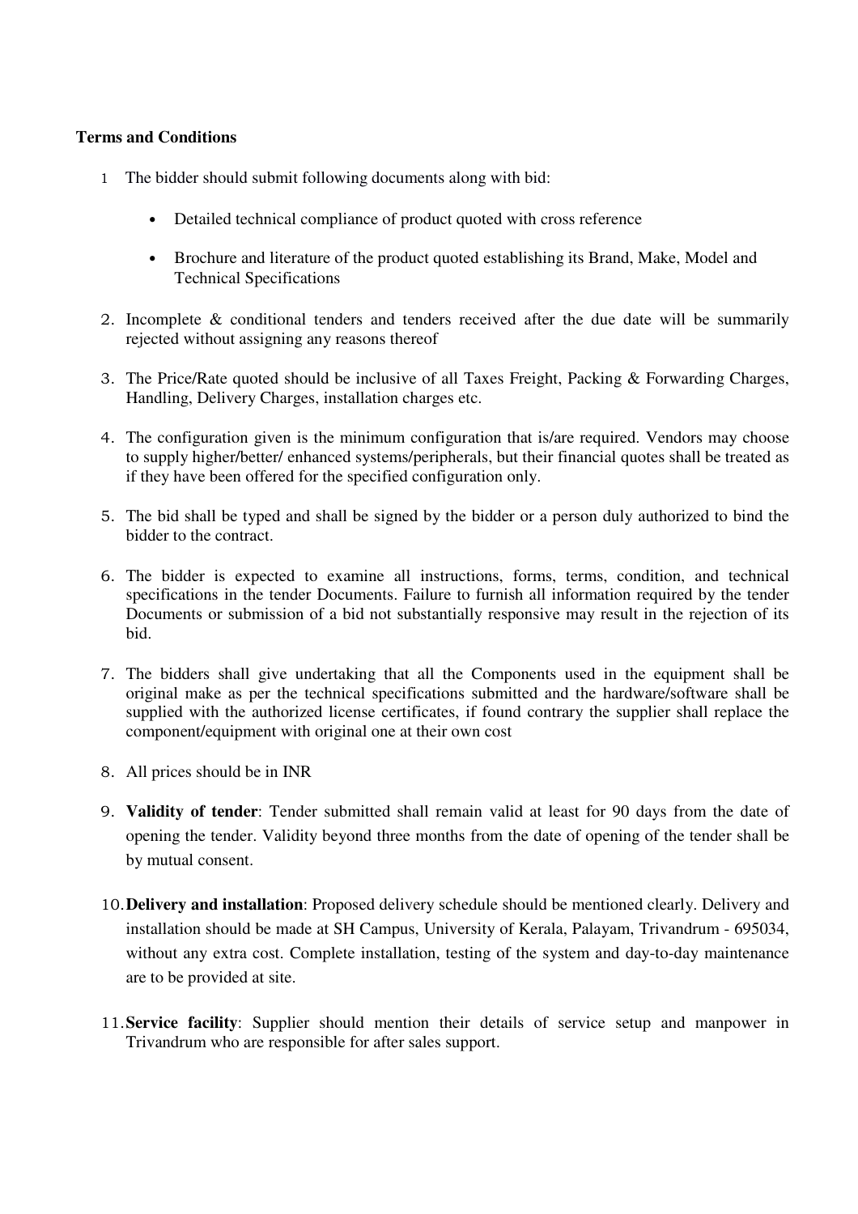**Terms and Conditions**

1. The bidder should submit following documents along with bid:
   - Detailed technical compliance of product quoted with cross reference
   - Brochure and literature of the product quoted establishing its Brand, Make, Model and Technical Specifications
2. Incomplete & conditional tenders and tenders received after the due date will be summarily rejected without assigning any reasons thereof
3. The Price/Rate quoted should be inclusive of all Taxes Freight, Packing & Forwarding Charges, Handling, Delivery Charges, installation charges etc.
4. The configuration given is the minimum configuration that is/are required. Vendors may choose to supply higher/better/ enhanced systems/peripherals, but their financial quotes shall be treated as if they have been offered for the specified configuration only.
5. The bid shall be typed and shall be signed by the bidder or a person duly authorized to bind the bidder to the contract.
6. The bidder is expected to examine all instructions, forms, terms, condition, and technical specifications in the tender Documents. Failure to furnish all information required by the tender Documents or submission of a bid not substantially responsive may result in the rejection of its bid.
7. The bidders shall give undertaking that all the Components used in the equipment shall be original make as per the technical specifications submitted and the hardware/software shall be supplied with the authorized license certificates, if found contrary the supplier shall replace the component/equipment with original one at their own cost
8. All prices should be in INR
9. **Validity of tender**: Tender submitted shall remain valid at least for 90 days from the date of opening the tender. Validity beyond three months from the date of opening of the tender shall be by mutual consent.
10. **Delivery and installation**: Proposed delivery schedule should be mentioned clearly. Delivery and installation should be made at SH Campus, University of Kerala, Palayam, Trivandrum - 695034, without any extra cost. Complete installation, testing of the system and day-to-day maintenance are to be provided at site.
11. **Service facility**: Supplier should mention their details of service setup and manpower in Trivandrum who are responsible for after sales support.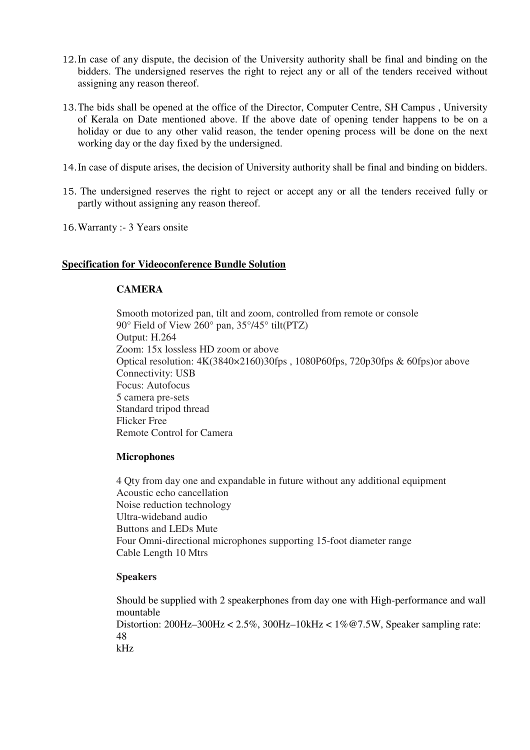12. In case of any dispute, the decision of the University authority shall be final and binding on the bidders. The undersigned reserves the right to reject any or all of the tenders received without assigning any reason thereof.

13. The bids shall be opened at the office of the Director, Computer Centre, SH Campus , University of Kerala on Date mentioned above. If the above date of opening tender happens to be on a holiday or due to any other valid reason, the tender opening process will be done on the next working day or the day fixed by the undersigned.

14. In case of dispute arises, the decision of University authority shall be final and binding on bidders.

15. The undersigned reserves the right to reject or accept any or all the tenders received fully or partly without assigning any reason thereof.

16. Warranty :- 3 Years onsite

**Specification for Videoconference Bundle Solution**

**CAMERA**

Smooth motorized pan, tilt and zoom, controlled from remote or console
90° Field of View 260° pan, 35°/45° tilt(PTZ)
Output: H.264
Zoom: 15x lossless HD zoom or above
Optical resolution: 4K(3840×2160)30fps , 1080P60fps, 720p30fps & 60fps)or above
Connectivity: USB
Focus: Autofocus
5 camera pre-sets
Standard tripod thread
Flicker Free
Remote Control for Camera

**Microphones**

4 Qty from day one and expandable in future without any additional equipment
Acoustic echo cancellation
Noise reduction technology
Ultra-wideband audio
Buttons and LEDs Mute
Four Omni-directional microphones supporting 15-foot diameter range
Cable Length 10 Mtrs

**Speakers**

Should be supplied with 2 speakerphones from day one with High-performance and wall mountable
Distortion: 200Hz–300Hz < 2.5%, 300Hz–10kHz < 1%@7.5W, Speaker sampling rate: 48
kHz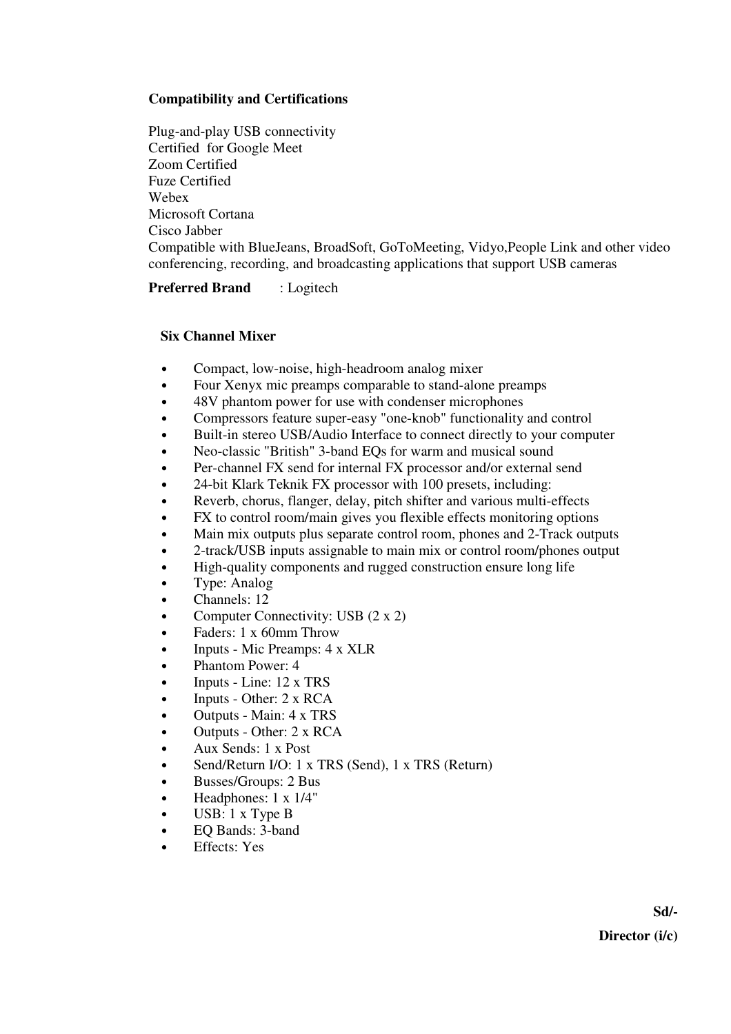**Compatibility and Certifications**

Plug-and-play USB connectivity
Certified for Google Meet
Zoom Certified
Fuze Certified
Webex
Microsoft Cortana
Cisco Jabber
Compatible with BlueJeans, BroadSoft, GoToMeeting, Vidyo,People Link and other video conferencing, recording, and broadcasting applications that support USB cameras

**Preferred Brand** : Logitech

**Six Channel Mixer**

- Compact, low-noise, high-headroom analog mixer
- Four Xenyx mic preamps comparable to stand-alone preamps
- 48V phantom power for use with condenser microphones
- Compressors feature super-easy "one-knob" functionality and control
- Built-in stereo USB/Audio Interface to connect directly to your computer
- Neo-classic "British" 3-band EQs for warm and musical sound
- Per-channel FX send for internal FX processor and/or external send
- 24-bit Klark Teknik FX processor with 100 presets, including:
- Reverb, chorus, flanger, delay, pitch shifter and various multi-effects
- FX to control room/main gives you flexible effects monitoring options
- Main mix outputs plus separate control room, phones and 2-Track outputs
- 2-track/USB inputs assignable to main mix or control room/phones output
- High-quality components and rugged construction ensure long life
- Type: Analog
- Channels: 12
- Computer Connectivity: USB (2 x 2)
- Faders: 1 x 60mm Throw
- Inputs - Mic Preamps: 4 x XLR
- Phantom Power: 4
- Inputs - Line: 12 x TRS
- Inputs - Other: 2 x RCA
- Outputs - Main: 4 x TRS
- Outputs - Other: 2 x RCA
- Aux Sends: 1 x Post
- Send/Return I/O: 1 x TRS (Send), 1 x TRS (Return)
- Busses/Groups: 2 Bus
- Headphones: 1 x 1/4"
- USB: 1 x Type B
- EQ Bands: 3-band
- Effects: Yes

**Sd/-**

**Director (i/c)**